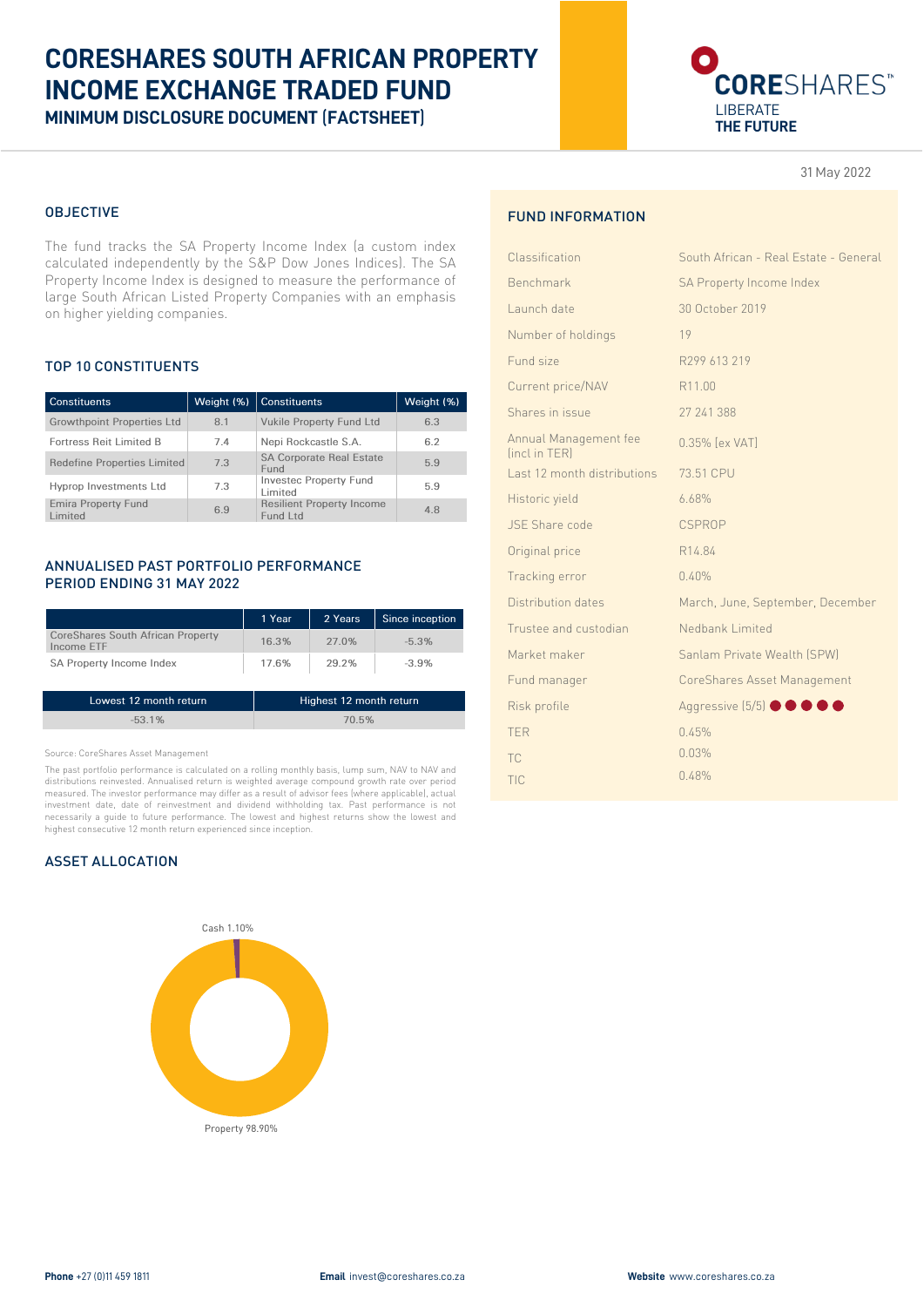# CORESHARES SOUTH AFRICAN PROPERTY INCOME EXCHANGE TRADED FUND

## MINIMUM DISCLOSURE DOCUMENT (FACTSHEET)

CORESHARES™
LIBERATE
THE FUTURE

31 May 2022

## OBJECTIVE

The fund tracks the SA Property Income Index (a custom index calculated independently by the S&P Dow Jones Indices). The SA Property Income Index is designed to measure the performance of large South African Listed Property Companies with an emphasis on higher yielding companies.

## TOP 10 CONSTITUENTS

| Constituents | Weight (%) | Constituents | Weight (%) |
|---|---|---|---|
| Growthpoint Properties Ltd | 8.1 | Vukile Property Fund Ltd | 6.3 |
| Fortress Reit Limited B | 7.4 | Nepi Rockcastle S.A. | 6.2 |
| Redefine Properties Limited | 7.3 | SA Corporate Real Estate Fund | 5.9 |
| Hyprop Investments Ltd | 7.3 | Investec Property Fund Limited | 5.9 |
| Emira Property Fund Limited | 6.9 | Resilient Property Income Fund Ltd | 4.8 |

## ANNUALISED PAST PORTFOLIO PERFORMANCE PERIOD ENDING 31 MAY 2022

| | 1 Year | 2 Years | Since inception |
|---|---|---|---|
| CoreShares South African Property Income ETF | 16.3% | 27.0% | -5.3% |
| SA Property Income Index | 17.6% | 29.2% | -3.9% |

| Lowest 12 month return | Highest 12 month return |
|---|---|
| -53.1% | 70.5% |

Source: CoreShares Asset Management

The past portfolio performance is calculated on a rolling monthly basis, lump sum, NAV to NAV and distributions reinvested. Annualised return is weighted average compound growth rate over period measured. The investor performance may differ as a result of advisor fees (where applicable), actual investment date, date of reinvestment and dividend withholding tax. Past performance is not necessarily a guide to future performance. The lowest and highest returns show the lowest and highest consecutive 12 month return experienced since inception.

## ASSET ALLOCATION

Cash 1.10%

Property 98.90%

## FUND INFORMATION

| | |
|---|---|
| Classification | South African - Real Estate - General |
| Benchmark | SA Property Income Index |
| Launch date | 30 October 2019 |
| Number of holdings | 19 |
| Fund size | R299 613 219 |
| Current price/NAV | R11.00 |
| Shares in issue | 27 241 388 |
| Annual Management fee (incl in TER) | 0.35% (ex VAT) |
| Last 12 month distributions | 73.51 CPU |
| Historic yield | 6.68% |
| JSE Share code | CSPROP |
| Original price | R14.84 |
| Tracking error | 0.40% |
| Distribution dates | March, June, September, December |
| Trustee and custodian | Nedbank Limited |
| Market maker | Sanlam Private Wealth (SPW) |
| Fund manager | CoreShares Asset Management |
| Risk profile | Aggressive (5/5) ●●●●● |
| TER | 0.45% |
| TC | 0.03% |
| TIC | 0.48% |

**Phone** +27 (0)11 459 1811 **Email** invest@coreshares.co.za **Website** www.coreshares.co.za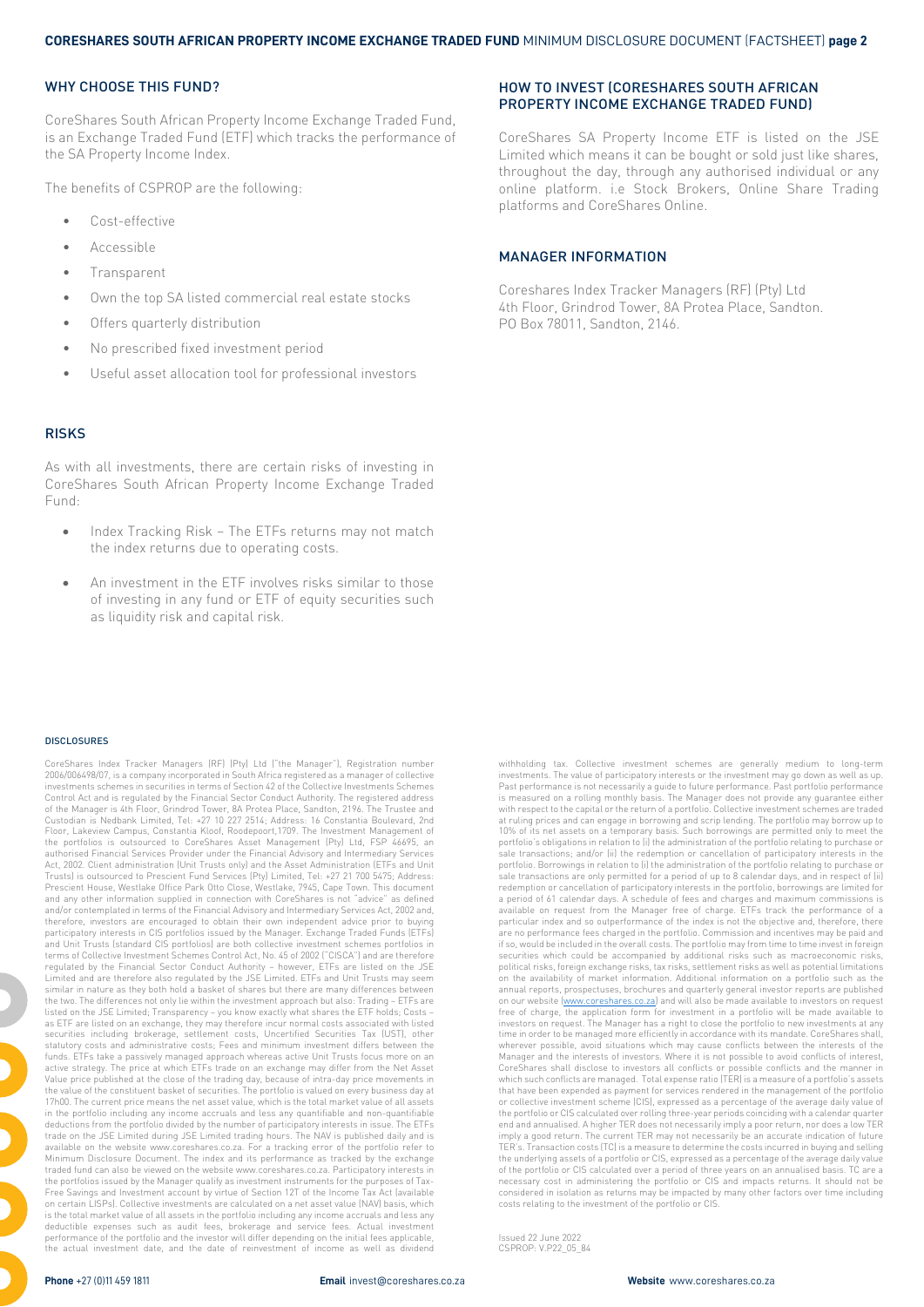## WHY CHOOSE THIS FUND?

CoreShares South African Property Income Exchange Traded Fund, is an Exchange Traded Fund (ETF) which tracks the performance of the SA Property Income Index.

The benefits of CSPROP are the following:

- Cost-effective
- Accessible
- Transparent
- Own the top SA listed commercial real estate stocks
- Offers quarterly distribution
- No prescribed fixed investment period
- Useful asset allocation tool for professional investors

## RISKS

As with all investments, there are certain risks of investing in CoreShares South African Property Income Exchange Traded Fund:

- Index Tracking Risk – The ETFs returns may not match the index returns due to operating costs.
- An investment in the ETF involves risks similar to those of investing in any fund or ETF of equity securities such as liquidity risk and capital risk.

## HOW TO INVEST (CORESHARES SOUTH AFRICAN PROPERTY INCOME EXCHANGE TRADED FUND)

CoreShares SA Property Income ETF is listed on the JSE Limited which means it can be bought or sold just like shares, throughout the day, through any authorised individual or any online platform. i.e Stock Brokers, Online Share Trading platforms and CoreShares Online.

## MANAGER INFORMATION

Coreshares Index Tracker Managers (RF) (Pty) Ltd
4th Floor, Grindrod Tower, 8A Protea Place, Sandton.
PO Box 78011, Sandton, 2146.

### DISCLOSURES

CoreShares Index Tracker Managers (RF) (Pty) Ltd ("the Manager"), Registration number 2006/006498/07, is a company incorporated in South Africa registered as a manager of collective investments schemes in securities in terms of Section 42 of the Collective Investments Schemes Control Act and is regulated by the Financial Sector Conduct Authority. The registered address of the Manager is 4th Floor, Grindrod Tower, 8A Protea Place, Sandton, 2196. The Trustee and Custodian is Nedbank Limited, Tel: +27 10 227 2514; Address: 16 Constantia Boulevard, 2nd Floor, Lakeview Campus, Constantia Kloof, Roodepoort,1709. The Investment Management of the portfolios is outsourced to CoreShares Asset Management (Pty) Ltd, FSP 46695, an authorised Financial Services Provider under the Financial Advisory and Intermediary Services Act, 2002. Client administration (Unit Trusts only) and the Asset Administration (ETFs and Unit Trusts) is outsourced to Prescient Fund Services (Pty) Limited, Tel: +27 21 700 5475; Address: Prescient House, Westlake Office Park Otto Close, Westlake, 7945, Cape Town. This document and any other information supplied in connection with CoreShares is not "advice" as defined and/or contemplated in terms of the Financial Advisory and Intermediary Services Act, 2002 and, therefore, investors are encouraged to obtain their own independent advice prior to buying participatory interests in CIS portfolios issued by the Manager. Exchange Traded Funds (ETFs) and Unit Trusts (standard CIS portfolios) are both collective investment schemes portfolios in terms of Collective Investment Schemes Control Act, No. 45 of 2002 ("CISCA") and are therefore regulated by the Financial Sector Conduct Authority – however, ETFs are listed on the JSE Limited and are therefore also regulated by the JSE Limited. ETFs and Unit Trusts may seem similar in nature as they both hold a basket of shares but there are many differences between the two. The differences not only lie within the investment approach but also: Trading – ETFs are listed on the JSE Limited; Transparency – you know exactly what shares the ETF holds; Costs – as ETF are listed on an exchange, they may therefore incur normal costs associated with listed securities including brokerage, settlement costs, Uncertified Securities Tax (UST), other statutory costs and administrative costs; Fees and minimum investment differs between the funds. ETFs take a passively managed approach whereas active Unit Trusts focus more on an active strategy. The price at which ETFs trade on an exchange may differ from the Net Asset Value price published at the close of the trading day, because of intra-day price movements in the value of the constituent basket of securities. The portfolio is valued on every business day at 17h00. The current price means the net asset value, which is the total market value of all assets in the portfolio including any income accruals and less any quantifiable and non-quantifiable deductions from the portfolio divided by the number of participatory interests in issue. The ETFs trade on the JSE Limited during JSE Limited trading hours. The NAV is published daily and is available on the website www.coreshares.co.za. For a tracking error of the portfolio refer to Minimum Disclosure Document. The index and its performance as tracked by the exchange traded fund can also be viewed on the website www.coreshares.co.za. Participatory interests in the portfolios issued by the Manager qualify as investment instruments for the purposes of Tax-Free Savings and Investment account by virtue of Section 12T of the Income Tax Act (available on certain LISPs). Collective investments are calculated on a net asset value (NAV) basis, which is the total market value of all assets in the portfolio including any income accruals and less any deductible expenses such as audit fees, brokerage and service fees. Actual investment performance of the portfolio and the investor will differ depending on the initial fees applicable, the actual investment date, and the date of reinvestment of income as well as dividend withholding tax. Collective investment schemes are generally medium to long-term investments. The value of participatory interests or the investment may go down as well as up. Past performance is not necessarily a guide to future performance. Past portfolio performance is measured on a rolling monthly basis. The Manager does not provide any guarantee either with respect to the capital or the return of a portfolio. Collective investment schemes are traded at ruling prices and can engage in borrowing and scrip lending. The portfolio may borrow up to 10% of its net assets on a temporary basis. Such borrowings are permitted only to meet the portfolio's obligations in relation to (i) the administration of the portfolio relating to purchase or sale transactions; and/or (ii) the redemption or cancellation of participatory interests in the portfolio. Borrowings in relation to (i) the administration of the portfolio relating to purchase or sale transactions are only permitted for a period of up to 8 calendar days, and in respect of (ii) redemption or cancellation of participatory interests in the portfolio, borrowings are limited for a period of 61 calendar days. A schedule of fees and charges and maximum commissions is available on request from the Manager free of charge. ETFs track the performance of a particular index and so outperformance of the index is not the objective and, therefore, there are no performance fees charged in the portfolio. Commission and incentives may be paid and if so, would be included in the overall costs. The portfolio may from time to time invest in foreign securities which could be accompanied by additional risks such as macroeconomic risks, political risks, foreign exchange risks, tax risks, settlement risks as well as potential limitations on the availability of market information. Additional information on a portfolio such as the annual reports, prospectuses, brochures and quarterly general investor reports are published on our website (www.coreshares.co.za) and will also be made available to investors on request free of charge, the application form for investment in a portfolio will be made available to investors on request. The Manager has a right to close the portfolio to new investments at any time in order to be managed more efficiently in accordance with its mandate. CoreShares shall, wherever possible, avoid situations which may cause conflicts between the interests of the Manager and the interests of investors. Where it is not possible to avoid conflicts of interest, CoreShares shall disclose to investors all conflicts or possible conflicts and the manner in which such conflicts are managed. Total expense ratio (TER) is a measure of a portfolio's assets that have been expended as payment for services rendered in the management of the portfolio or collective investment scheme (CIS), expressed as a percentage of the average daily value of the portfolio or CIS calculated over rolling three-year periods coinciding with a calendar quarter end and annualised. A higher TER does not necessarily imply a poor return, nor does a low TER imply a good return. The current TER may not necessarily be an accurate indication of future TER's. Transaction costs (TC) is a measure to determine the costs incurred in buying and selling the underlying assets of a portfolio or CIS, expressed as a percentage of the average daily value of the portfolio or CIS calculated over a period of three years on an annualised basis. TC are a necessary cost in administering the portfolio or CIS and impacts returns. It should not be considered in isolation as returns may be impacted by many other factors over time including costs relating to the investment of the portfolio or CIS.

Issued 22 June 2022
CSPROP: V.P22_05_84

**Phone** +27 (0)11 459 1811 **Email** invest@coreshares.co.za **Website** www.coreshares.co.za